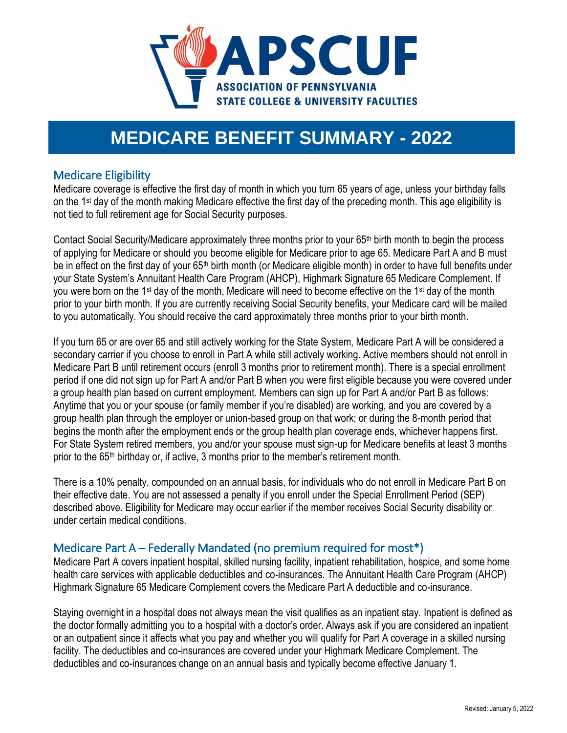APSCUF

ASSOCIATION OF PENNSYLVANIA STATE COLLEGE & UNIVERSITY FACULTIES

# MEDICARE BENEFIT SUMMARY - 2022

## Medicare Eligibility

Medicare coverage is effective the first day of month in which you turn 65 years of age, unless your birthday falls on the 1st day of the month making Medicare effective the first day of the preceding month. This age eligibility is not tied to full retirement age for Social Security purposes.

Contact Social Security/Medicare approximately three months prior to your 65th birth month to begin the process of applying for Medicare or should you become eligible for Medicare prior to age 65. Medicare Part A and B must be in effect on the first day of your 65th birth month (or Medicare eligible month) in order to have full benefits under your State System's Annuitant Health Care Program (AHCP), Highmark Signature 65 Medicare Complement. If you were born on the 1st day of the month, Medicare will need to become effective on the 1st day of the month prior to your birth month. If you are currently receiving Social Security benefits, your Medicare card will be mailed to you automatically. You should receive the card approximately three months prior to your birth month.

If you turn 65 or are over 65 and still actively working for the State System, Medicare Part A will be considered a secondary carrier if you choose to enroll in Part A while still actively working. Active members should not enroll in Medicare Part B until retirement occurs (enroll 3 months prior to retirement month). There is a special enrollment period if one did not sign up for Part A and/or Part B when you were first eligible because you were covered under a group health plan based on current employment. Members can sign up for Part A and/or Part B as follows: Anytime that you or your spouse (or family member if you're disabled) are working, and you are covered by a group health plan through the employer or union-based group on that work; or during the 8-month period that begins the month after the employment ends or the group health plan coverage ends, whichever happens first. For State System retired members, you and/or your spouse must sign-up for Medicare benefits at least 3 months prior to the 65th birthday or, if active, 3 months prior to the member's retirement month.

There is a 10% penalty, compounded on an annual basis, for individuals who do not enroll in Medicare Part B on their effective date. You are not assessed a penalty if you enroll under the Special Enrollment Period (SEP) described above. Eligibility for Medicare may occur earlier if the member receives Social Security disability or under certain medical conditions.

## Medicare Part A – Federally Mandated (no premium required for most*)

Medicare Part A covers inpatient hospital, skilled nursing facility, inpatient rehabilitation, hospice, and some home health care services with applicable deductibles and co-insurances. The Annuitant Health Care Program (AHCP) Highmark Signature 65 Medicare Complement covers the Medicare Part A deductible and co-insurance.

Staying overnight in a hospital does not always mean the visit qualifies as an inpatient stay. Inpatient is defined as the doctor formally admitting you to a hospital with a doctor's order. Always ask if you are considered an inpatient or an outpatient since it affects what you pay and whether you will qualify for Part A coverage in a skilled nursing facility. The deductibles and co-insurances are covered under your Highmark Medicare Complement. The deductibles and co-insurances change on an annual basis and typically become effective January 1.

Revised: January 5, 2022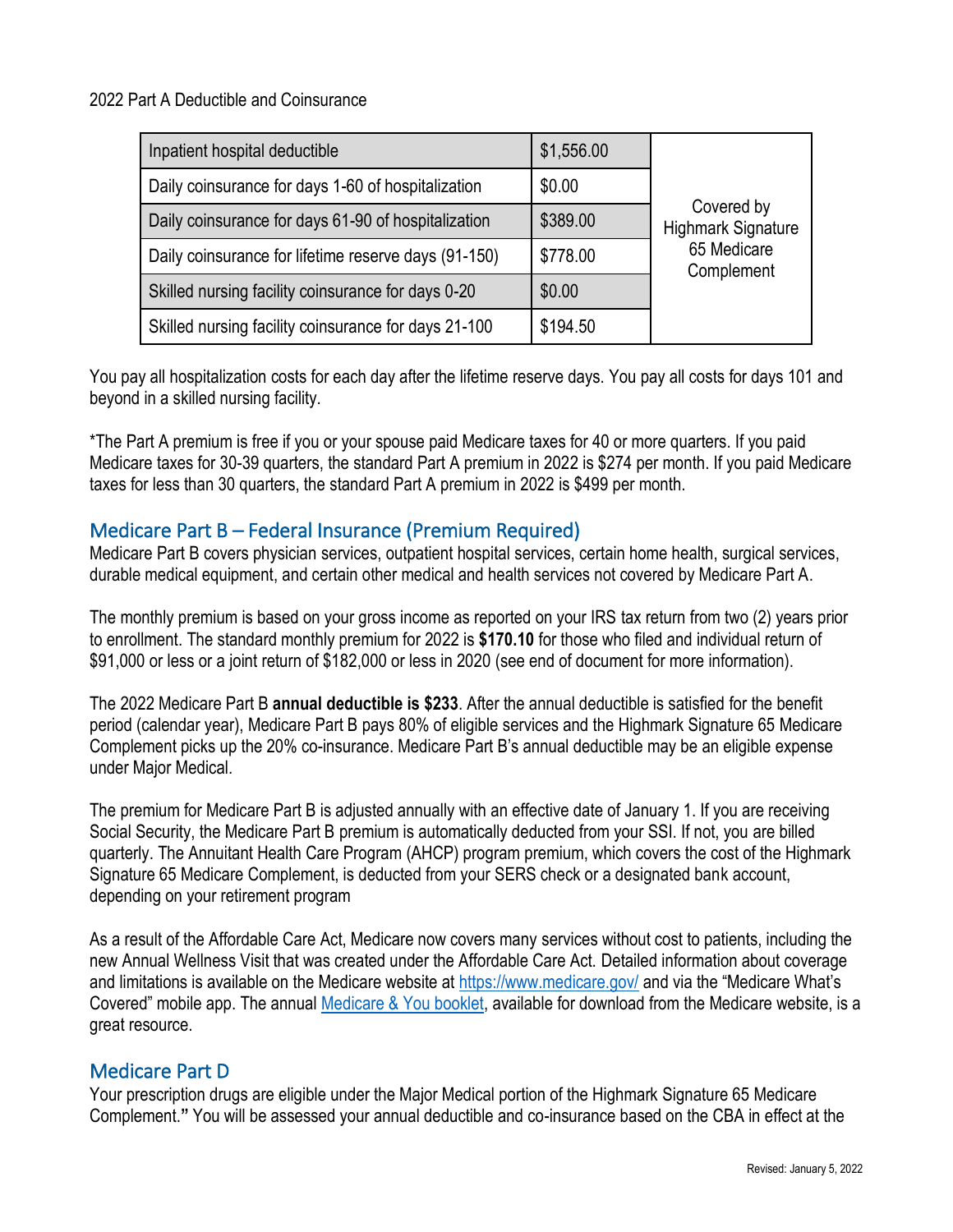2022 Part A Deductible and Coinsurance

| | | |
|---|---|---|
| Inpatient hospital deductible | $1,556.00 | Covered by Highmark Signature 65 Medicare Complement |
| Daily coinsurance for days 1-60 of hospitalization | $0.00 | |
| Daily coinsurance for days 61-90 of hospitalization | $389.00 | |
| Daily coinsurance for lifetime reserve days (91-150) | $778.00 | |
| Skilled nursing facility coinsurance for days 0-20 | $0.00 | |
| Skilled nursing facility coinsurance for days 21-100 | $194.50 | |

You pay all hospitalization costs for each day after the lifetime reserve days. You pay all costs for days 101 and beyond in a skilled nursing facility.

*The Part A premium is free if you or your spouse paid Medicare taxes for 40 or more quarters. If you paid Medicare taxes for 30-39 quarters, the standard Part A premium in 2022 is $274 per month. If you paid Medicare taxes for less than 30 quarters, the standard Part A premium in 2022 is $499 per month.

## Medicare Part B – Federal Insurance (Premium Required)

Medicare Part B covers physician services, outpatient hospital services, certain home health, surgical services, durable medical equipment, and certain other medical and health services not covered by Medicare Part A.

The monthly premium is based on your gross income as reported on your IRS tax return from two (2) years prior to enrollment. The standard monthly premium for 2022 is **$170.10** for those who filed and individual return of $91,000 or less or a joint return of $182,000 or less in 2020 (see end of document for more information).

The 2022 Medicare Part B **annual deductible is $233**. After the annual deductible is satisfied for the benefit period (calendar year), Medicare Part B pays 80% of eligible services and the Highmark Signature 65 Medicare Complement picks up the 20% co-insurance. Medicare Part B's annual deductible may be an eligible expense under Major Medical.

The premium for Medicare Part B is adjusted annually with an effective date of January 1. If you are receiving Social Security, the Medicare Part B premium is automatically deducted from your SSI. If not, you are billed quarterly. The Annuitant Health Care Program (AHCP) program premium, which covers the cost of the Highmark Signature 65 Medicare Complement, is deducted from your SERS check or a designated bank account, depending on your retirement program

As a result of the Affordable Care Act, Medicare now covers many services without cost to patients, including the new Annual Wellness Visit that was created under the Affordable Care Act. Detailed information about coverage and limitations is available on the Medicare website at https://www.medicare.gov/ and via the "Medicare What's Covered" mobile app. The annual Medicare & You booklet, available for download from the Medicare website, is a great resource.

## Medicare Part D

Your prescription drugs are eligible under the Major Medical portion of the Highmark Signature 65 Medicare Complement." You will be assessed your annual deductible and co-insurance based on the CBA in effect at the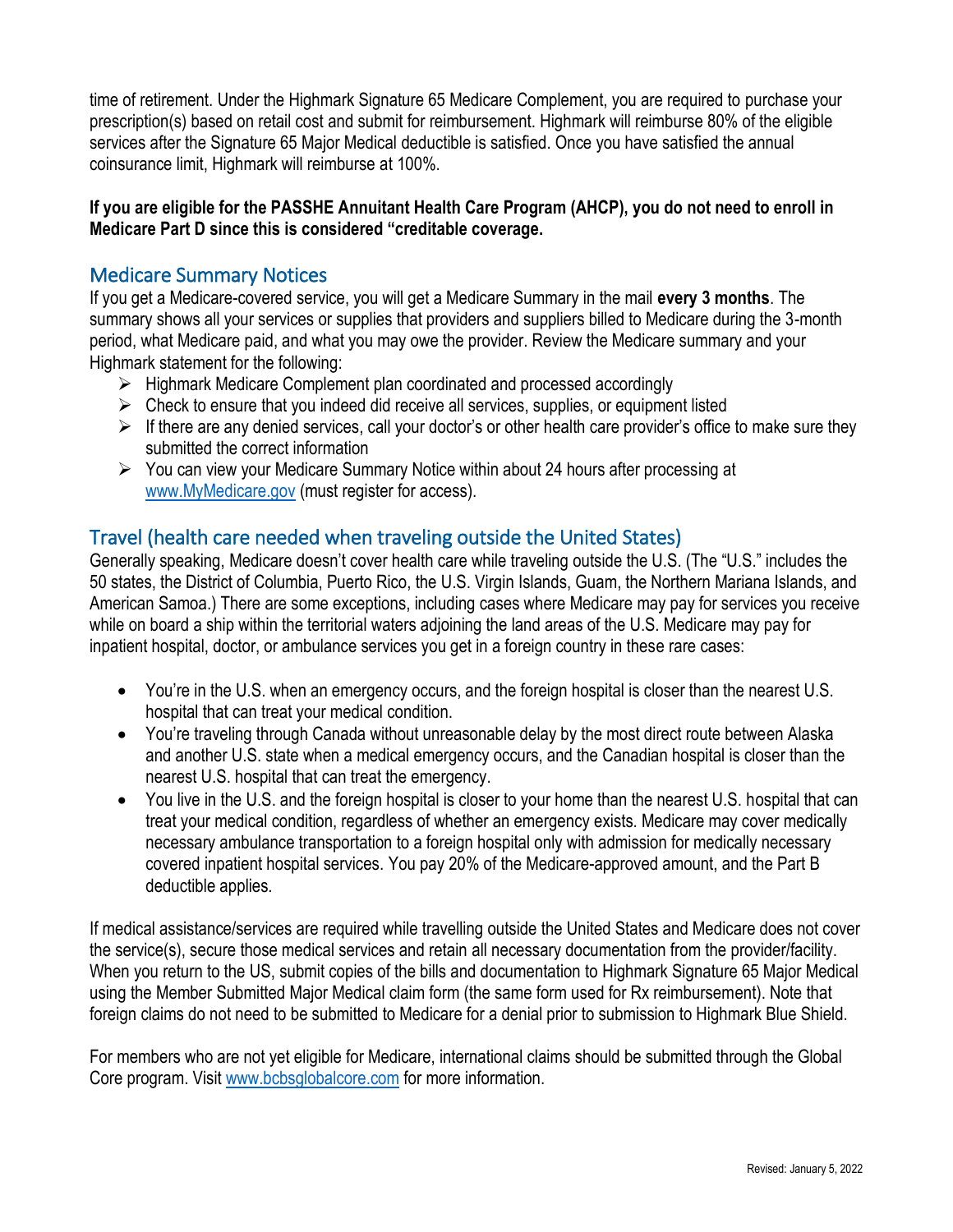time of retirement. Under the Highmark Signature 65 Medicare Complement, you are required to purchase your prescription(s) based on retail cost and submit for reimbursement. Highmark will reimburse 80% of the eligible services after the Signature 65 Major Medical deductible is satisfied. Once you have satisfied the annual coinsurance limit, Highmark will reimburse at 100%.

**If you are eligible for the PASSHE Annuitant Health Care Program (AHCP), you do not need to enroll in Medicare Part D since this is considered "creditable coverage.**

## Medicare Summary Notices

If you get a Medicare-covered service, you will get a Medicare Summary in the mail **every 3 months**. The summary shows all your services or supplies that providers and suppliers billed to Medicare during the 3-month period, what Medicare paid, and what you may owe the provider. Review the Medicare summary and your Highmark statement for the following:

- Highmark Medicare Complement plan coordinated and processed accordingly
- Check to ensure that you indeed did receive all services, supplies, or equipment listed
- If there are any denied services, call your doctor's or other health care provider's office to make sure they submitted the correct information
- You can view your Medicare Summary Notice within about 24 hours after processing at [www.MyMedicare.gov](www.MyMedicare.gov) (must register for access).

## Travel (health care needed when traveling outside the United States)

Generally speaking, Medicare doesn't cover health care while traveling outside the U.S. (The "U.S." includes the 50 states, the District of Columbia, Puerto Rico, the U.S. Virgin Islands, Guam, the Northern Mariana Islands, and American Samoa.) There are some exceptions, including cases where Medicare may pay for services you receive while on board a ship within the territorial waters adjoining the land areas of the U.S. Medicare may pay for inpatient hospital, doctor, or ambulance services you get in a foreign country in these rare cases:

- You're in the U.S. when an emergency occurs, and the foreign hospital is closer than the nearest U.S. hospital that can treat your medical condition.
- You're traveling through Canada without unreasonable delay by the most direct route between Alaska and another U.S. state when a medical emergency occurs, and the Canadian hospital is closer than the nearest U.S. hospital that can treat the emergency.
- You live in the U.S. and the foreign hospital is closer to your home than the nearest U.S. hospital that can treat your medical condition, regardless of whether an emergency exists. Medicare may cover medically necessary ambulance transportation to a foreign hospital only with admission for medically necessary covered inpatient hospital services. You pay 20% of the Medicare-approved amount, and the Part B deductible applies.

If medical assistance/services are required while travelling outside the United States and Medicare does not cover the service(s), secure those medical services and retain all necessary documentation from the provider/facility. When you return to the US, submit copies of the bills and documentation to Highmark Signature 65 Major Medical using the Member Submitted Major Medical claim form (the same form used for Rx reimbursement). Note that foreign claims do not need to be submitted to Medicare for a denial prior to submission to Highmark Blue Shield.

For members who are not yet eligible for Medicare, international claims should be submitted through the Global Core program. Visit [www.bcbsglobalcore.com](www.bcbsglobalcore.com) for more information.

Revised: January 5, 2022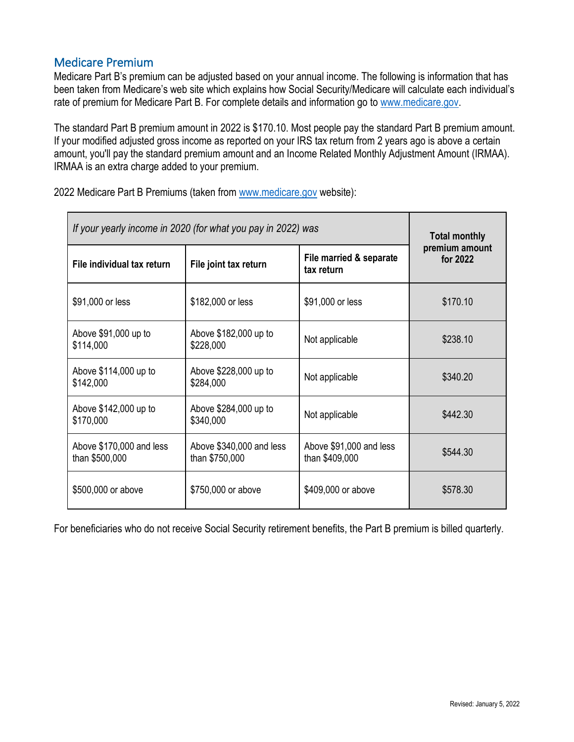## Medicare Premium

Medicare Part B's premium can be adjusted based on your annual income. The following is information that has been taken from Medicare's web site which explains how Social Security/Medicare will calculate each individual's rate of premium for Medicare Part B. For complete details and information go to www.medicare.gov.

The standard Part B premium amount in 2022 is $170.10. Most people pay the standard Part B premium amount. If your modified adjusted gross income as reported on your IRS tax return from 2 years ago is above a certain amount, you'll pay the standard premium amount and an Income Related Monthly Adjustment Amount (IRMAA). IRMAA is an extra charge added to your premium.

2022 Medicare Part B Premiums (taken from www.medicare.gov website):

| *If your yearly income in 2020 (for what you pay in 2022) was* | | | **Total monthly premium amount for 2022** |
|---|---|---|---|
| **File individual tax return** | **File joint tax return** | **File married & separate tax return** | |
| $91,000 or less | $182,000 or less | $91,000 or less | $170.10 |
| Above $91,000 up to $114,000 | Above $182,000 up to $228,000 | Not applicable | $238.10 |
| Above $114,000 up to $142,000 | Above $228,000 up to $284,000 | Not applicable | $340.20 |
| Above $142,000 up to $170,000 | Above $284,000 up to $340,000 | Not applicable | $442.30 |
| Above $170,000 and less than $500,000 | Above $340,000 and less than $750,000 | Above $91,000 and less than $409,000 | $544.30 |
| $500,000 or above | $750,000 or above | $409,000 or above | $578.30 |

For beneficiaries who do not receive Social Security retirement benefits, the Part B premium is billed quarterly.

Revised: January 5, 2022